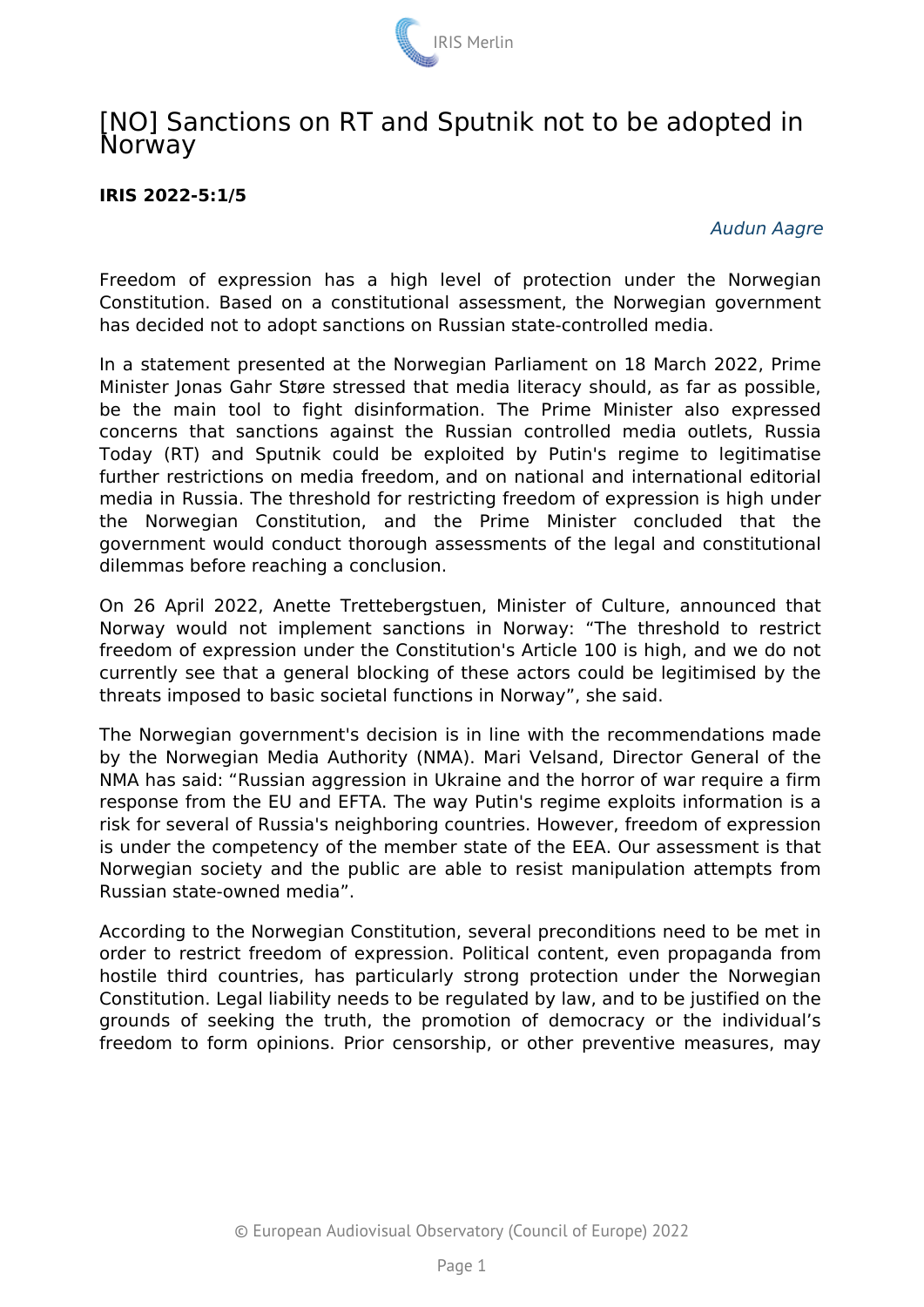# [NO] Sanctions on RT and Sputnik not to be adopted in Norway

**IRIS 2022-5:1/5**

*Audun Aagre*

Freedom of expression has a high level of protection under the Norwegian Constitution. Based on a constitutional assessment, the Norwegian government has decided not to adopt sanctions on Russian state-controlled media.

In a statement presented at the Norwegian Parliament on 18 March 2022, Prime Minister Jonas Gahr Støre stressed that media literacy should, as far as possible, be the main tool to fight disinformation. The Prime Minister also expressed concerns that sanctions against the Russian controlled media outlets, Russia Today (RT) and Sputnik could be exploited by Putin's regime to legitimatise further restrictions on media freedom, and on national and international editorial media in Russia. The threshold for restricting freedom of expression is high under the Norwegian Constitution, and the Prime Minister concluded that the government would conduct thorough assessments of the legal and constitutional dilemmas before reaching a conclusion.

On 26 April 2022, Anette Trettebergstuen, Minister of Culture, announced that Norway would not implement sanctions in Norway: “The threshold to restrict freedom of expression under the Constitution's Article 100 is high, and we do not currently see that a general blocking of these actors could be legitimised by the threats imposed to basic societal functions in Norway”, she said.

The Norwegian government's decision is in line with the recommendations made by the Norwegian Media Authority (NMA). Mari Velsand, Director General of the NMA has said: “Russian aggression in Ukraine and the horror of war require a firm response from the EU and EFTA. The way Putin's regime exploits information is a risk for several of Russia's neighboring countries. However, freedom of expression is under the competency of the member state of the EEA. Our assessment is that Norwegian society and the public are able to resist manipulation attempts from Russian state-owned media”.

According to the Norwegian Constitution, several preconditions need to be met in order to restrict freedom of expression. Political content, even propaganda from hostile third countries, has particularly strong protection under the Norwegian Constitution. Legal liability needs to be regulated by law, and to be justified on the grounds of seeking the truth, the promotion of democracy or the individual’s freedom to form opinions. Prior censorship, or other preventive measures, may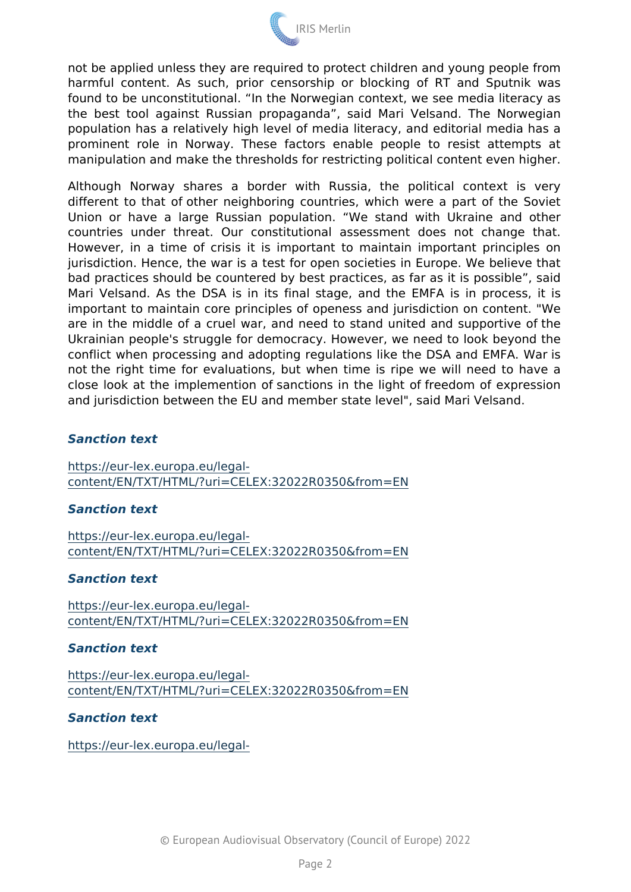not be applied unless they are required to protect children and young people from harmful content. As such, prior censorship or blocking of RT and Sputnik was found to be unconstitutional. “In the Norwegian context, we see media literacy as the best tool against Russian propaganda”, said Mari Velsand. The Norwegian population has a relatively high level of media literacy, and editorial media has a prominent role in Norway. These factors enable people to resist attempts at manipulation and make the thresholds for restricting political content even higher.

Although Norway shares a border with Russia, the political context is very different to that of other neighboring countries, which were a part of the Soviet Union or have a large Russian population. “We stand with Ukraine and other countries under threat. Our constitutional assessment does not change that. However, in a time of crisis it is important to maintain important principles on jurisdiction. Hence, the war is a test for open societies in Europe. We believe that bad practices should be countered by best practices, as far as it is possible”, said Mari Velsand. As the DSA is in its final stage, and the EMFA is in process, it is important to maintain core principles of openess and jurisdiction on content. "We are in the middle of a cruel war, and need to stand united and supportive of the Ukrainian people's struggle for democracy. However, we need to look beyond the conflict when processing and adopting regulations like the DSA and EMFA. War is not the right time for evaluations, but when time is ripe we will need to have a close look at the implemention of sanctions in the light of freedom of expression and jurisdiction between the EU and member state level", said Mari Velsand.

***Sanction text***

https://eur-lex.europa.eu/legal-content/EN/TXT/HTML/?uri=CELEX:32022R0350&from=EN

***Sanction text***

https://eur-lex.europa.eu/legal-content/EN/TXT/HTML/?uri=CELEX:32022R0350&from=EN

***Sanction text***

https://eur-lex.europa.eu/legal-content/EN/TXT/HTML/?uri=CELEX:32022R0350&from=EN

***Sanction text***

https://eur-lex.europa.eu/legal-content/EN/TXT/HTML/?uri=CELEX:32022R0350&from=EN

***Sanction text***

https://eur-lex.europa.eu/legal-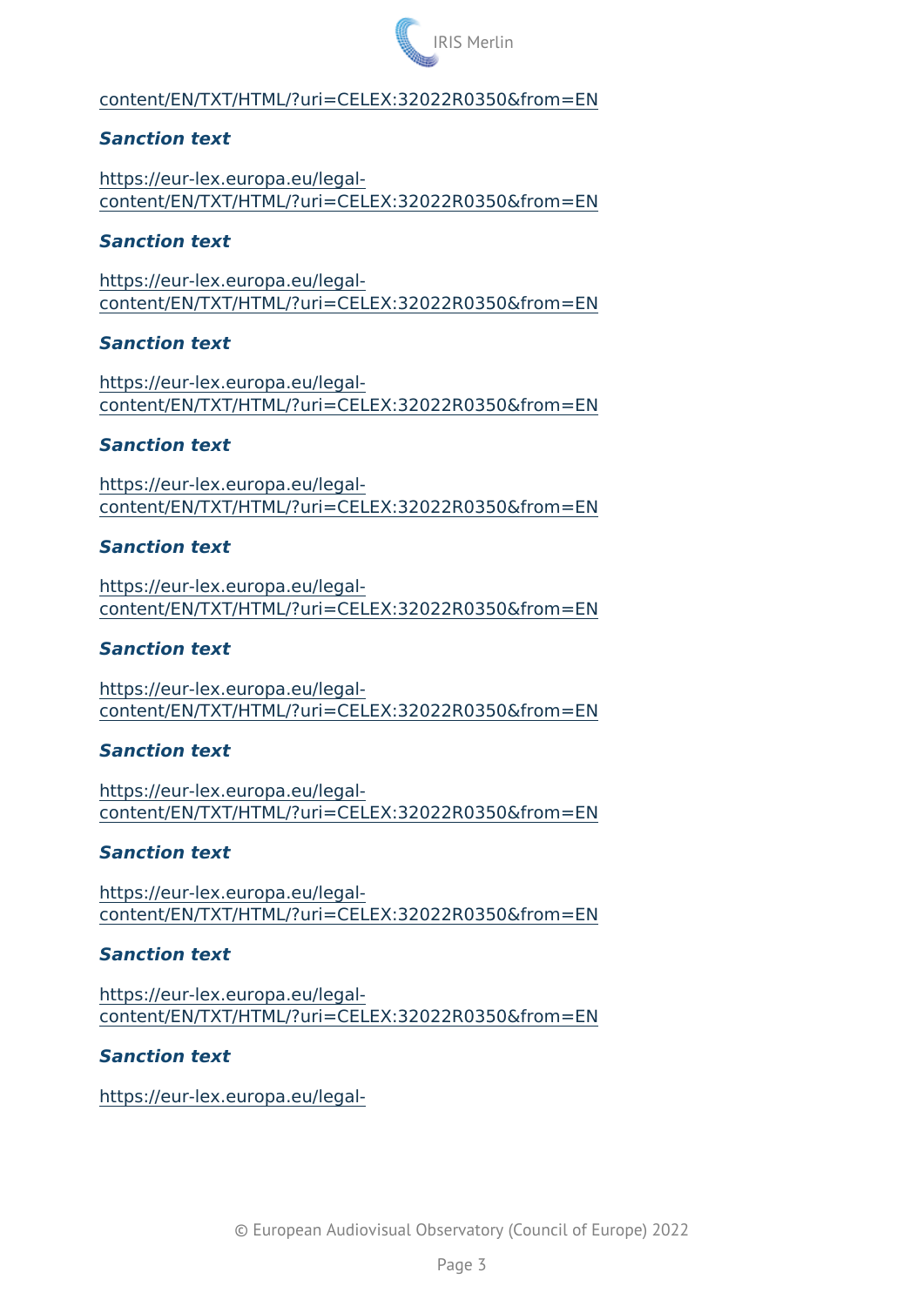content/EN/TXT/HTML/?uri=CELEX:32022R0350&from=EN

***Sanction text***

https://eur-lex.europa.eu/legal-content/EN/TXT/HTML/?uri=CELEX:32022R0350&from=EN

***Sanction text***

https://eur-lex.europa.eu/legal-content/EN/TXT/HTML/?uri=CELEX:32022R0350&from=EN

***Sanction text***

https://eur-lex.europa.eu/legal-content/EN/TXT/HTML/?uri=CELEX:32022R0350&from=EN

***Sanction text***

https://eur-lex.europa.eu/legal-content/EN/TXT/HTML/?uri=CELEX:32022R0350&from=EN

***Sanction text***

https://eur-lex.europa.eu/legal-content/EN/TXT/HTML/?uri=CELEX:32022R0350&from=EN

***Sanction text***

https://eur-lex.europa.eu/legal-content/EN/TXT/HTML/?uri=CELEX:32022R0350&from=EN

***Sanction text***

https://eur-lex.europa.eu/legal-content/EN/TXT/HTML/?uri=CELEX:32022R0350&from=EN

***Sanction text***

https://eur-lex.europa.eu/legal-content/EN/TXT/HTML/?uri=CELEX:32022R0350&from=EN

***Sanction text***

https://eur-lex.europa.eu/legal-content/EN/TXT/HTML/?uri=CELEX:32022R0350&from=EN

***Sanction text***

https://eur-lex.europa.eu/legal-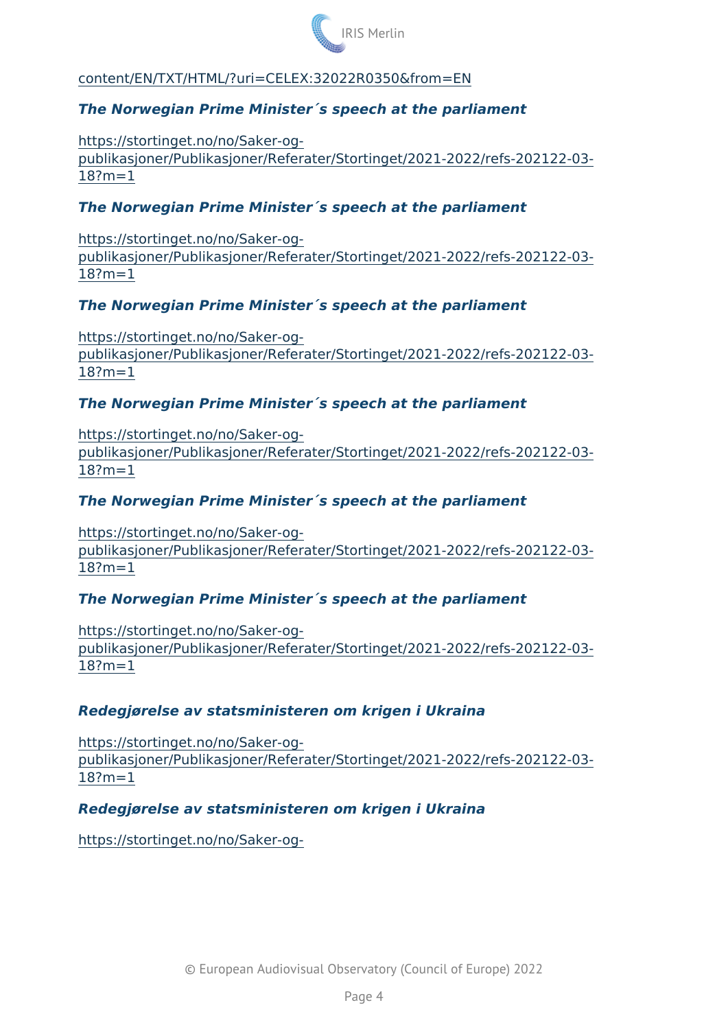content/EN/TXT/HTML/?uri=CELEX:32022R0350&from=EN

***The Norwegian Prime Minister´s speech at the parliament***

https://stortinget.no/no/Saker-og-publikasjoner/Publikasjoner/Referater/Stortinget/2021-2022/refs-202122-03-18?m=1

***The Norwegian Prime Minister´s speech at the parliament***

https://stortinget.no/no/Saker-og-publikasjoner/Publikasjoner/Referater/Stortinget/2021-2022/refs-202122-03-18?m=1

***The Norwegian Prime Minister´s speech at the parliament***

https://stortinget.no/no/Saker-og-publikasjoner/Publikasjoner/Referater/Stortinget/2021-2022/refs-202122-03-18?m=1

***The Norwegian Prime Minister´s speech at the parliament***

https://stortinget.no/no/Saker-og-publikasjoner/Publikasjoner/Referater/Stortinget/2021-2022/refs-202122-03-18?m=1

***The Norwegian Prime Minister´s speech at the parliament***

https://stortinget.no/no/Saker-og-publikasjoner/Publikasjoner/Referater/Stortinget/2021-2022/refs-202122-03-18?m=1

***The Norwegian Prime Minister´s speech at the parliament***

https://stortinget.no/no/Saker-og-publikasjoner/Publikasjoner/Referater/Stortinget/2021-2022/refs-202122-03-18?m=1

***Redegjørelse av statsministeren om krigen i Ukraina***

https://stortinget.no/no/Saker-og-publikasjoner/Publikasjoner/Referater/Stortinget/2021-2022/refs-202122-03-18?m=1

***Redegjørelse av statsministeren om krigen i Ukraina***

https://stortinget.no/no/Saker-og-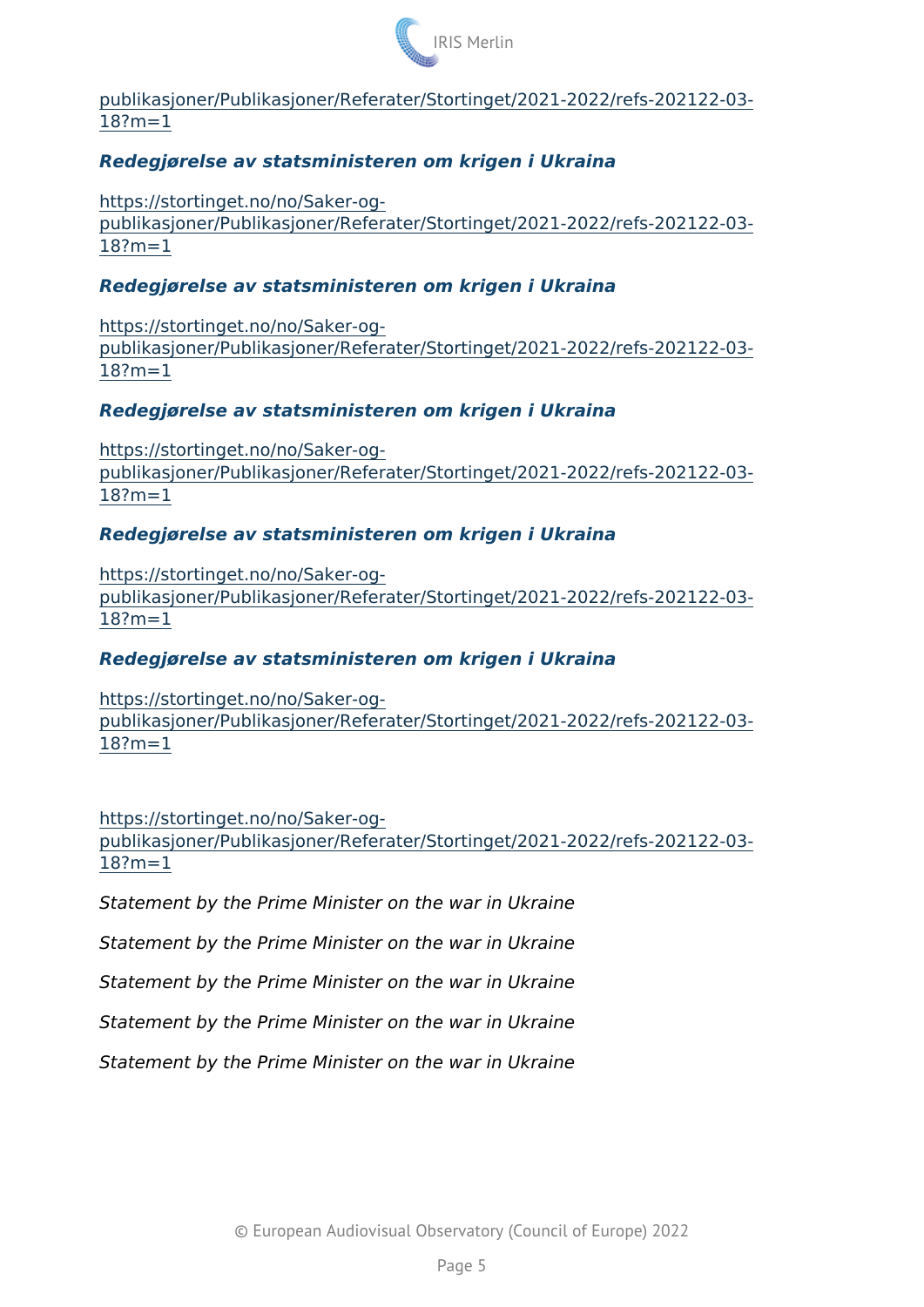[publikasjoner/Publikasjoner/Referater/Stortinget/2021-2022/refs-202122-03-18?m=1](https://stortinget.no/no/Saker-og-publikasjoner/Publikasjoner/Referater/Stortinget/2021-2022/refs-202122-03-18?m=1)

***Redegjørelse av statsministeren om krigen i Ukraina***

[https://stortinget.no/no/Saker-og-publikasjoner/Publikasjoner/Referater/Stortinget/2021-2022/refs-202122-03-18?m=1](https://stortinget.no/no/Saker-og-publikasjoner/Publikasjoner/Referater/Stortinget/2021-2022/refs-202122-03-18?m=1)

***Redegjørelse av statsministeren om krigen i Ukraina***

[https://stortinget.no/no/Saker-og-publikasjoner/Publikasjoner/Referater/Stortinget/2021-2022/refs-202122-03-18?m=1](https://stortinget.no/no/Saker-og-publikasjoner/Publikasjoner/Referater/Stortinget/2021-2022/refs-202122-03-18?m=1)

***Redegjørelse av statsministeren om krigen i Ukraina***

[https://stortinget.no/no/Saker-og-publikasjoner/Publikasjoner/Referater/Stortinget/2021-2022/refs-202122-03-18?m=1](https://stortinget.no/no/Saker-og-publikasjoner/Publikasjoner/Referater/Stortinget/2021-2022/refs-202122-03-18?m=1)

***Redegjørelse av statsministeren om krigen i Ukraina***

[https://stortinget.no/no/Saker-og-publikasjoner/Publikasjoner/Referater/Stortinget/2021-2022/refs-202122-03-18?m=1](https://stortinget.no/no/Saker-og-publikasjoner/Publikasjoner/Referater/Stortinget/2021-2022/refs-202122-03-18?m=1)

***Redegjørelse av statsministeren om krigen i Ukraina***

[https://stortinget.no/no/Saker-og-publikasjoner/Publikasjoner/Referater/Stortinget/2021-2022/refs-202122-03-18?m=1](https://stortinget.no/no/Saker-og-publikasjoner/Publikasjoner/Referater/Stortinget/2021-2022/refs-202122-03-18?m=1)

[https://stortinget.no/no/Saker-og-publikasjoner/Publikasjoner/Referater/Stortinget/2021-2022/refs-202122-03-18?m=1](https://stortinget.no/no/Saker-og-publikasjoner/Publikasjoner/Referater/Stortinget/2021-2022/refs-202122-03-18?m=1)

*Statement by the Prime Minister on the war in Ukraine*

*Statement by the Prime Minister on the war in Ukraine*

*Statement by the Prime Minister on the war in Ukraine*

*Statement by the Prime Minister on the war in Ukraine*

*Statement by the Prime Minister on the war in Ukraine*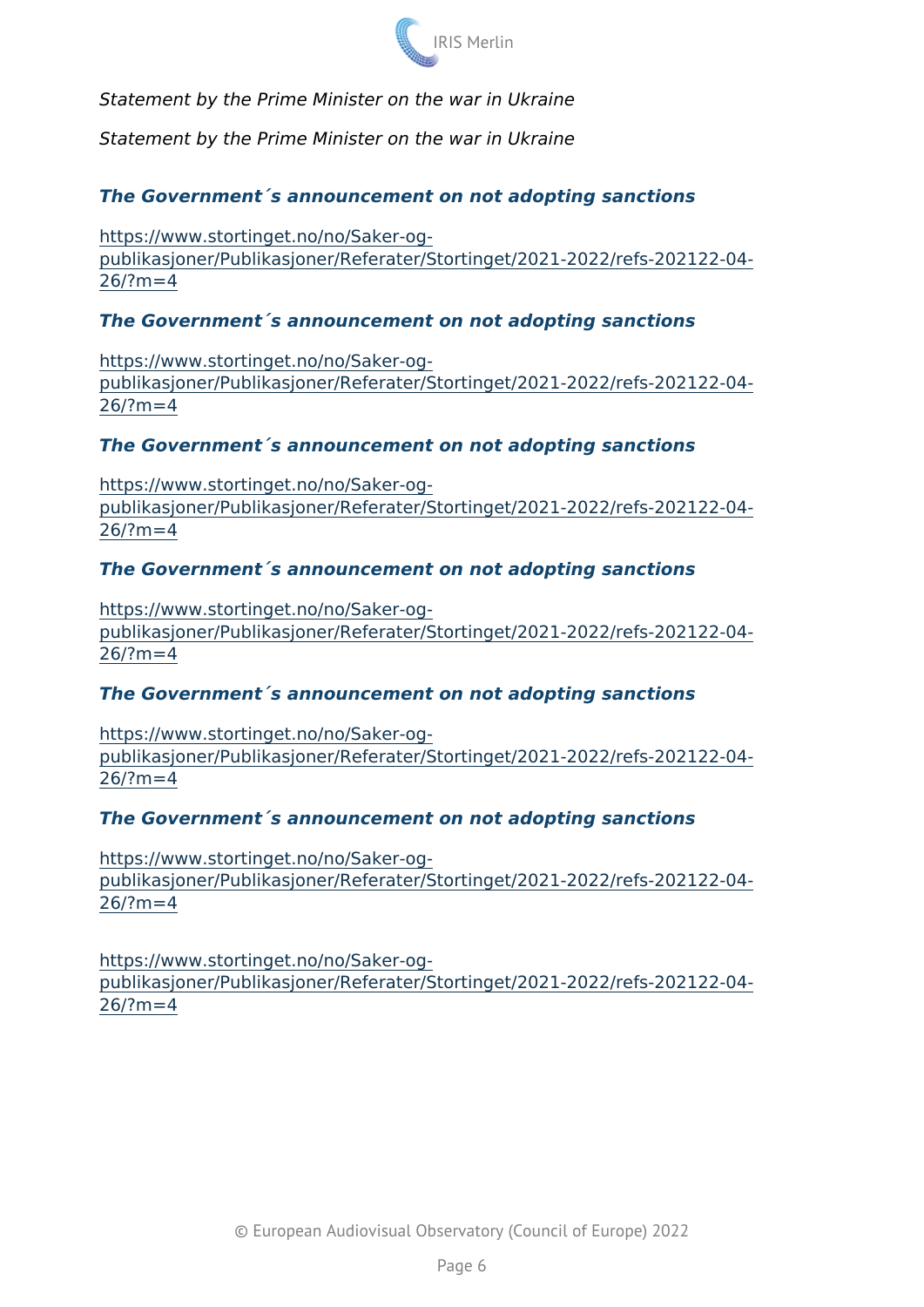*Statement by the Prime Minister on the war in Ukraine*

*Statement by the Prime Minister on the war in Ukraine*

***The Government´s announcement on not adopting sanctions***

https://www.stortinget.no/no/Saker-og-publikasjoner/Publikasjoner/Referater/Stortinget/2021-2022/refs-202122-04-26/?m=4

***The Government´s announcement on not adopting sanctions***

https://www.stortinget.no/no/Saker-og-publikasjoner/Publikasjoner/Referater/Stortinget/2021-2022/refs-202122-04-26/?m=4

***The Government´s announcement on not adopting sanctions***

https://www.stortinget.no/no/Saker-og-publikasjoner/Publikasjoner/Referater/Stortinget/2021-2022/refs-202122-04-26/?m=4

***The Government´s announcement on not adopting sanctions***

https://www.stortinget.no/no/Saker-og-publikasjoner/Publikasjoner/Referater/Stortinget/2021-2022/refs-202122-04-26/?m=4

***The Government´s announcement on not adopting sanctions***

https://www.stortinget.no/no/Saker-og-publikasjoner/Publikasjoner/Referater/Stortinget/2021-2022/refs-202122-04-26/?m=4

***The Government´s announcement on not adopting sanctions***

https://www.stortinget.no/no/Saker-og-publikasjoner/Publikasjoner/Referater/Stortinget/2021-2022/refs-202122-04-26/?m=4

https://www.stortinget.no/no/Saker-og-publikasjoner/Publikasjoner/Referater/Stortinget/2021-2022/refs-202122-04-26/?m=4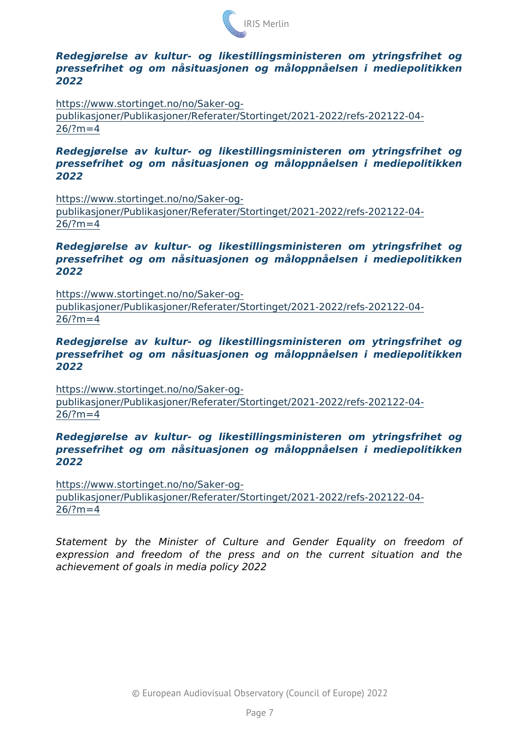***Redegjørelse av kultur- og likestillingsministeren om ytringsfrihet og pressefrihet og om nåsituasjonen og måloppnåelsen i mediepolitikken 2022***

https://www.stortinget.no/no/Saker-og-publikasjoner/Publikasjoner/Referater/Stortinget/2021-2022/refs-202122-04-26/?m=4

***Redegjørelse av kultur- og likestillingsministeren om ytringsfrihet og pressefrihet og om nåsituasjonen og måloppnåelsen i mediepolitikken 2022***

https://www.stortinget.no/no/Saker-og-publikasjoner/Publikasjoner/Referater/Stortinget/2021-2022/refs-202122-04-26/?m=4

***Redegjørelse av kultur- og likestillingsministeren om ytringsfrihet og pressefrihet og om nåsituasjonen og måloppnåelsen i mediepolitikken 2022***

https://www.stortinget.no/no/Saker-og-publikasjoner/Publikasjoner/Referater/Stortinget/2021-2022/refs-202122-04-26/?m=4

***Redegjørelse av kultur- og likestillingsministeren om ytringsfrihet og pressefrihet og om nåsituasjonen og måloppnåelsen i mediepolitikken 2022***

https://www.stortinget.no/no/Saker-og-publikasjoner/Publikasjoner/Referater/Stortinget/2021-2022/refs-202122-04-26/?m=4

***Redegjørelse av kultur- og likestillingsministeren om ytringsfrihet og pressefrihet og om nåsituasjonen og måloppnåelsen i mediepolitikken 2022***

https://www.stortinget.no/no/Saker-og-publikasjoner/Publikasjoner/Referater/Stortinget/2021-2022/refs-202122-04-26/?m=4

*Statement by the Minister of Culture and Gender Equality on freedom of expression and freedom of the press and on the current situation and the achievement of goals in media policy 2022*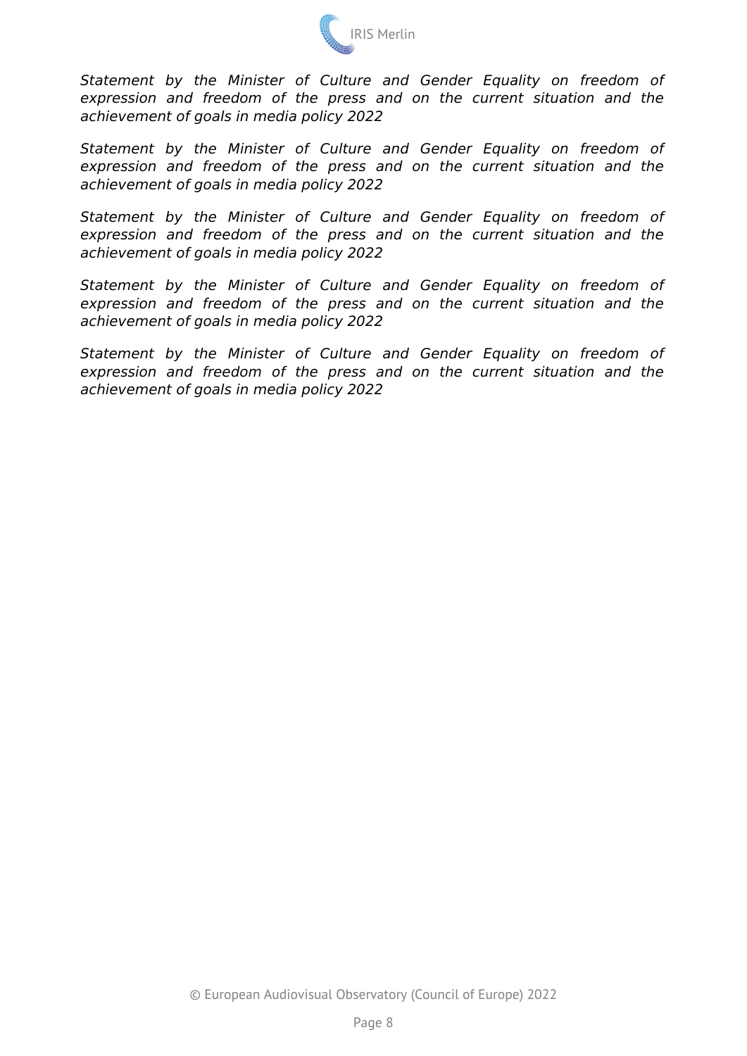*Statement by the Minister of Culture and Gender Equality on freedom of expression and freedom of the press and on the current situation and the achievement of goals in media policy 2022*

*Statement by the Minister of Culture and Gender Equality on freedom of expression and freedom of the press and on the current situation and the achievement of goals in media policy 2022*

*Statement by the Minister of Culture and Gender Equality on freedom of expression and freedom of the press and on the current situation and the achievement of goals in media policy 2022*

*Statement by the Minister of Culture and Gender Equality on freedom of expression and freedom of the press and on the current situation and the achievement of goals in media policy 2022*

*Statement by the Minister of Culture and Gender Equality on freedom of expression and freedom of the press and on the current situation and the achievement of goals in media policy 2022*